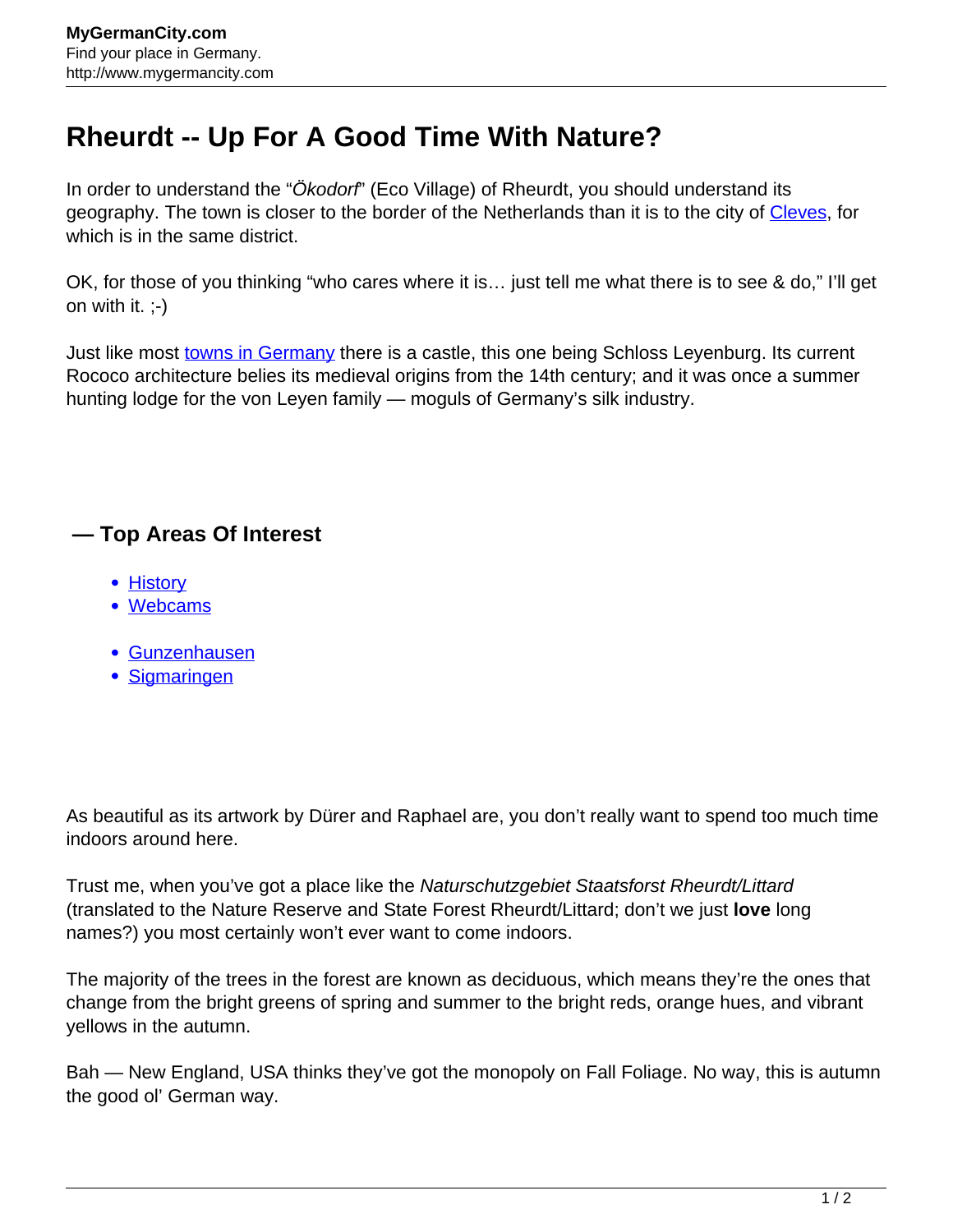# Rheurdt -- Up For A Good Time With Nature?

In order to understand the "*Ökodorf*" (Eco Village) of Rheurdt, you should understand its geography. The town is closer to the border of the Netherlands than it is to the city of Cleves, for which is in the same district.

OK, for those of you thinking "who cares where it is… just tell me what there is to see & do," I'll get on with it. ;-)

Just like most towns in Germany there is a castle, this one being Schloss Leyenburg. Its current Rococo architecture belies its medieval origins from the 14th century; and it was once a summer hunting lodge for the von Leyen family — moguls of Germany's silk industry.

### — Top Areas Of Interest

- History
- Webcams

- Gunzenhausen
- Sigmaringen

As beautiful as its artwork by Dürer and Raphael are, you don't really want to spend too much time indoors around here.

Trust me, when you've got a place like the *Naturschutzgebiet Staatsforst Rheurdt/Littard* (translated to the Nature Reserve and State Forest Rheurdt/Littard; don't we just **love** long names?) you most certainly won't ever want to come indoors.

The majority of the trees in the forest are known as deciduous, which means they're the ones that change from the bright greens of spring and summer to the bright reds, orange hues, and vibrant yellows in the autumn.

Bah — New England, USA thinks they've got the monopoly on Fall Foliage. No way, this is autumn the good ol' German way.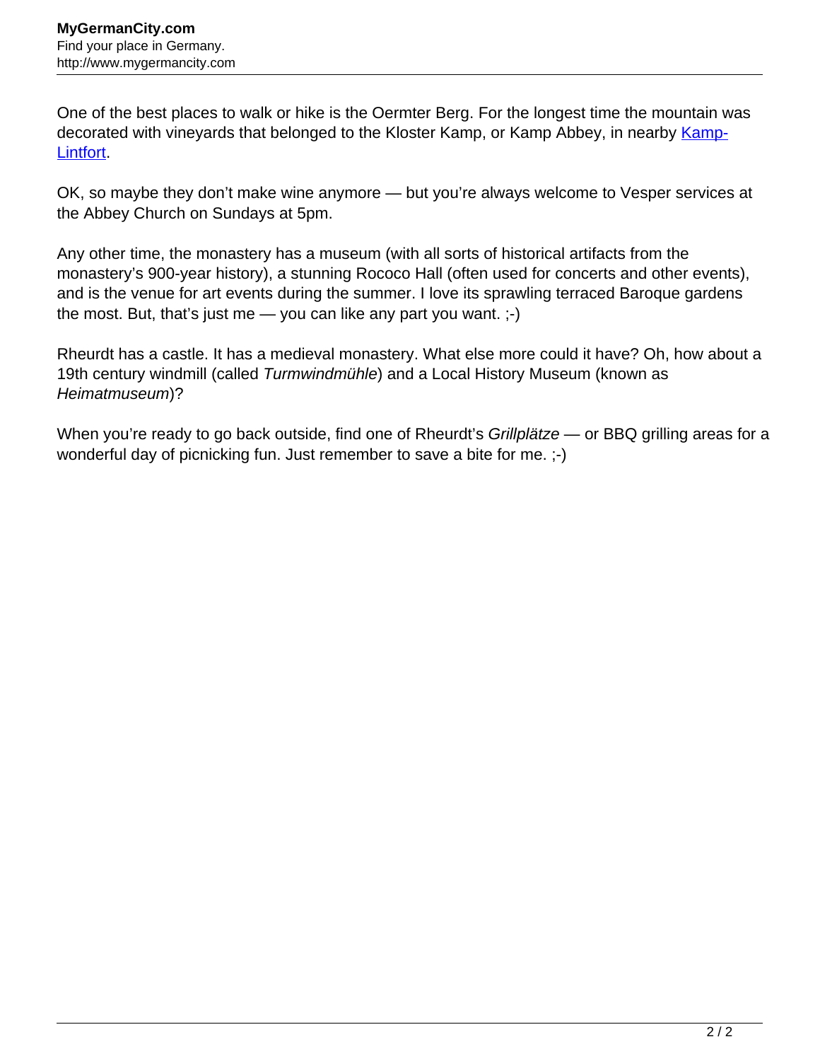One of the best places to walk or hike is the Oermter Berg. For the longest time the mountain was decorated with vineyards that belonged to the Kloster Kamp, or Kamp Abbey, in nearby Kamp-Lintfort.

OK, so maybe they don't make wine anymore — but you're always welcome to Vesper services at the Abbey Church on Sundays at 5pm.

Any other time, the monastery has a museum (with all sorts of historical artifacts from the monastery's 900-year history), a stunning Rococo Hall (often used for concerts and other events), and is the venue for art events during the summer. I love its sprawling terraced Baroque gardens the most. But, that's just me — you can like any part you want. ;-)

Rheurdt has a castle. It has a medieval monastery. What else more could it have? Oh, how about a 19th century windmill (called *Turmwindmühle*) and a Local History Museum (known as *Heimatmuseum*)?

When you're ready to go back outside, find one of Rheurdt's *Grillplätze* — or BBQ grilling areas for a wonderful day of picnicking fun. Just remember to save a bite for me. ;-)